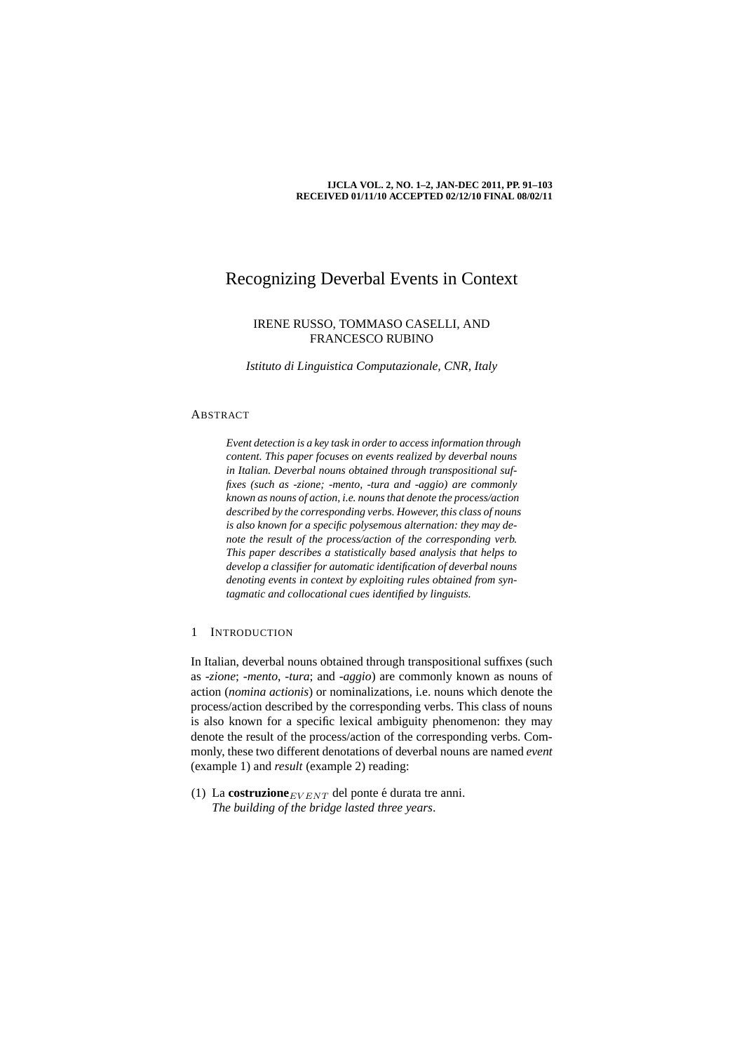# Recognizing Deverbal Events in Context

IRENE RUSSO, TOMMASO CASELLI, AND FRANCESCO RUBINO

*Istituto di Linguistica Computazionale, CNR, Italy*

## Abstract

*Event detection is a key task in order to access information through content. This paper focuses on events realized by deverbal nouns in Italian. Deverbal nouns obtained through transpositional suffixes (such as -zione; -mento, -tura and -aggio) are commonly known as nouns of action, i.e. nouns that denote the process/action described by the corresponding verbs. However, this class of nouns is also known for a specific polysemous alternation: they may denote the result of the process/action of the corresponding verb. This paper describes a statistically based analysis that helps to develop a classifier for automatic identification of deverbal nouns denoting events in context by exploiting rules obtained from syntagmatic and collocational cues identified by linguists.*

## 1 Introduction

In Italian, deverbal nouns obtained through transpositional suffixes (such as *-zione*; *-mento*, *-tura*; and *-aggio*) are commonly known as nouns of action (*nomina actionis*) or nominalizations, i.e. nouns which denote the process/action described by the corresponding verbs. This class of nouns is also known for a specific lexical ambiguity phenomenon: they may denote the result of the process/action of the corresponding verbs. Commonly, these two different denotations of deverbal nouns are named *event* (example 1) and *result* (example 2) reading:

(1) La **costruzione**$_{EVENT}$ del ponte é durata tre anni.
*The building of the bridge lasted three years*.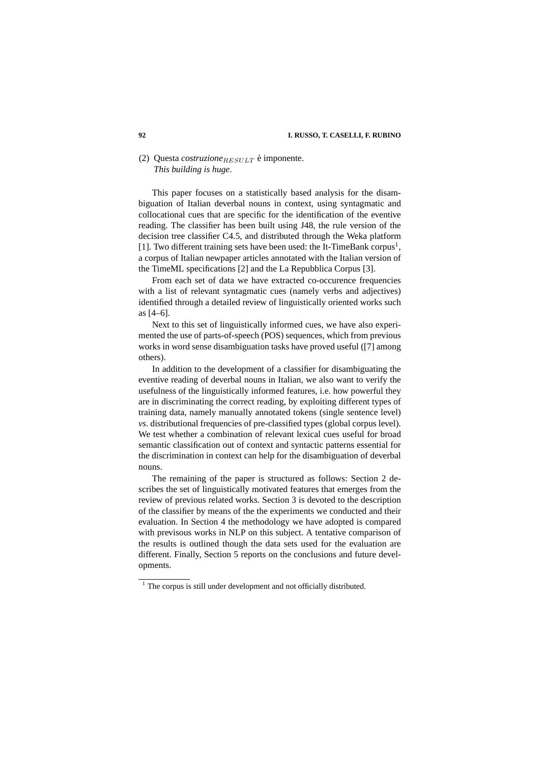(2) Questa *costruzione*$_{RESULT}$ é imponente.
*This building is huge*.

This paper focuses on a statistically based analysis for the disambiguation of Italian deverbal nouns in context, using syntagmatic and collocational cues that are specific for the identification of the eventive reading. The classifier has been built using J48, the rule version of the decision tree classifier C4.5, and distributed through the Weka platform [1]. Two different training sets have been used: the It-TimeBank corpus[1], a corpus of Italian newpaper articles annotated with the Italian version of the TimeML specifications [2] and the La Repubblica Corpus [3].

From each set of data we have extracted co-occurence frequencies with a list of relevant syntagmatic cues (namely verbs and adjectives) identified through a detailed review of linguistically oriented works such as [4–6].

Next to this set of linguistically informed cues, we have also experimented the use of parts-of-speech (POS) sequences, which from previous works in word sense disambiguation tasks have proved useful ([7] among others).

In addition to the development of a classifier for disambiguating the eventive reading of deverbal nouns in Italian, we also want to verify the usefulness of the linguistically informed features, i.e. how powerful they are in discriminating the correct reading, by exploiting different types of training data, namely manually annotated tokens (single sentence level) *vs*. distributional frequencies of pre-classified types (global corpus level). We test whether a combination of relevant lexical cues useful for broad semantic classification out of context and syntactic patterns essential for the discrimination in context can help for the disambiguation of deverbal nouns.

The remaining of the paper is structured as follows: Section 2 describes the set of linguistically motivated features that emerges from the review of previous related works. Section 3 is devoted to the description of the classifier by means of the the experiments we conducted and their evaluation. In Section 4 the methodology we have adopted is compared with previsous works in NLP on this subject. A tentative comparison of the results is outlined though the data sets used for the evaluation are different. Finally, Section 5 reports on the conclusions and future developments.

[1] The corpus is still under development and not officially distributed.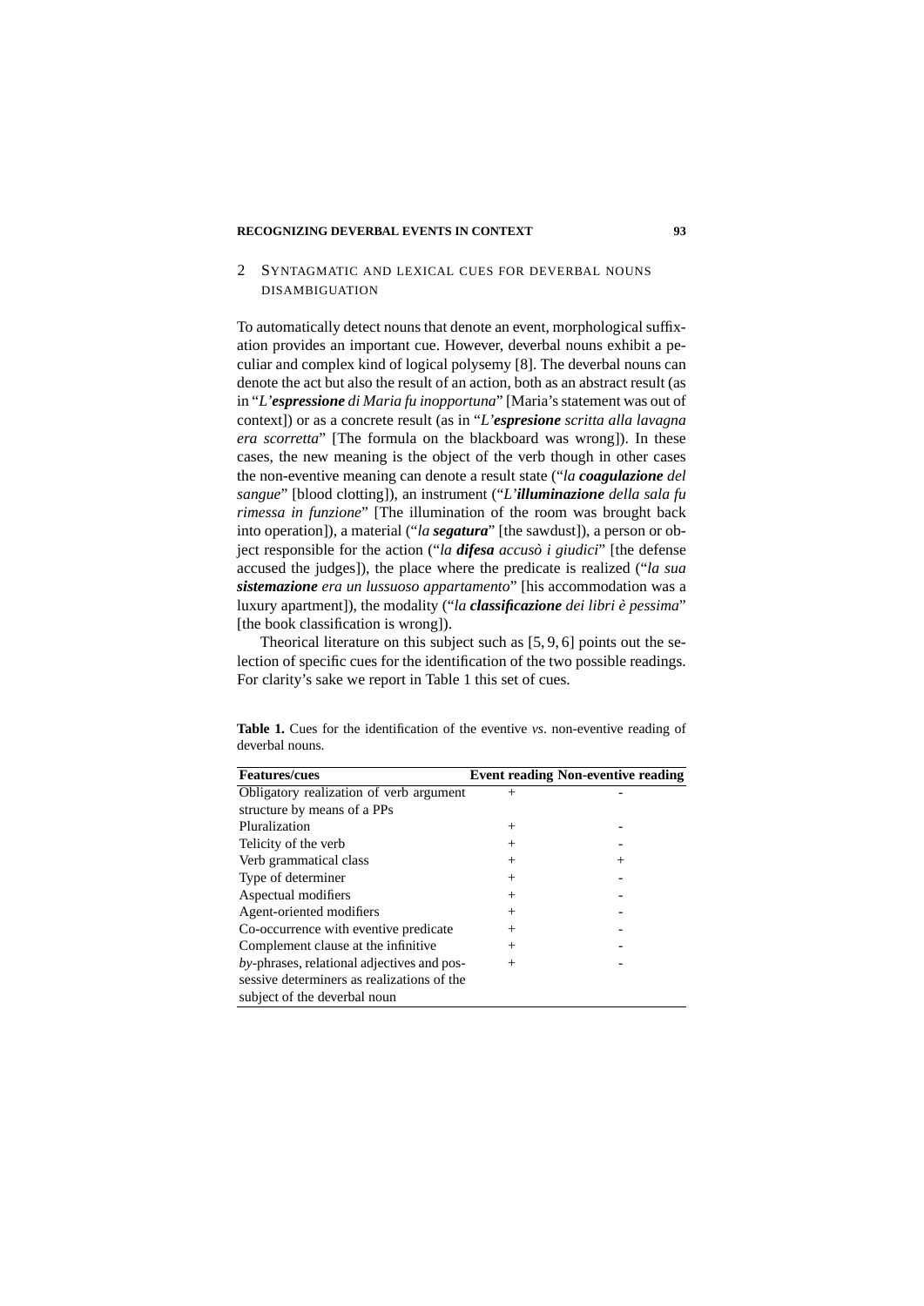## 2 Syntagmatic and lexical cues for deverbal nouns disambiguation

To automatically detect nouns that denote an event, morphological suffixation provides an important cue. However, deverbal nouns exhibit a peculiar and complex kind of logical polysemy [8]. The deverbal nouns can denote the act but also the result of an action, both as an abstract result (as in "*L'**espressione** di Maria fu inopportuna*" [Maria's statement was out of context]) or as a concrete result (as in "*L'**espresione** scritta alla lavagna era scorretta*" [The formula on the blackboard was wrong]). In these cases, the new meaning is the object of the verb though in other cases the non-eventive meaning can denote a result state ("*la **coagulazione** del sangue*" [blood clotting]), an instrument ("*L'**illuminazione** della sala fu rimessa in funzione*" [The illumination of the room was brought back into operation]), a material ("*la **segatura***" [the sawdust]), a person or object responsible for the action ("*la **difesa** accusò i giudici*" [the defense accused the judges]), the place where the predicate is realized ("*la sua **sistemazione** era un lussuoso appartamento*" [his accommodation was a luxury apartment]), the modality ("*la **classificazione** dei libri è pessima*" [the book classification is wrong]).

Theorical literature on this subject such as [5, 9, 6] points out the selection of specific cues for the identification of the two possible readings. For clarity's sake we report in Table 1 this set of cues.

**Table 1.** Cues for the identification of the eventive *vs*. non-eventive reading of deverbal nouns.

| Features/cues | Event reading | Non-eventive reading |
|---|---|---|
| Obligatory realization of verb argument structure by means of a PPs | + | - |
| Pluralization | + | - |
| Telicity of the verb | + | - |
| Verb grammatical class | + | + |
| Type of determiner | + | - |
| Aspectual modifiers | + | - |
| Agent-oriented modifiers | + | - |
| Co-occurrence with eventive predicate | + | - |
| Complement clause at the infinitive | + | - |
| *by*-phrases, relational adjectives and possessive determiners as realizations of the subject of the deverbal noun | + | - |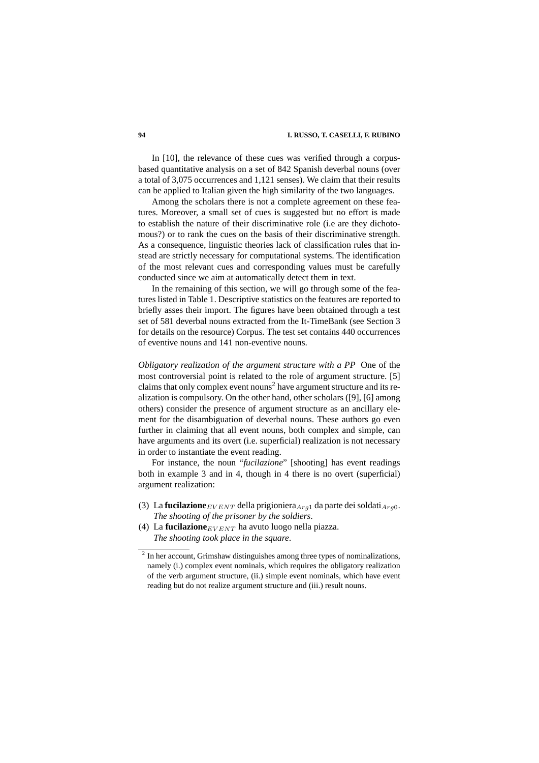In [10], the relevance of these cues was verified through a corpus-based quantitative analysis on a set of 842 Spanish deverbal nouns (over a total of 3,075 occurrences and 1,121 senses). We claim that their results can be applied to Italian given the high similarity of the two languages.

Among the scholars there is not a complete agreement on these features. Moreover, a small set of cues is suggested but no effort is made to establish the nature of their discriminative role (i.e are they dichotomous?) or to rank the cues on the basis of their discriminative strength. As a consequence, linguistic theories lack of classification rules that instead are strictly necessary for computational systems. The identification of the most relevant cues and corresponding values must be carefully conducted since we aim at automatically detect them in text.

In the remaining of this section, we will go through some of the features listed in Table 1. Descriptive statistics on the features are reported to briefly asses their import. The figures have been obtained through a test set of 581 deverbal nouns extracted from the It-TimeBank (see Section 3 for details on the resource) Corpus. The test set contains 440 occurrences of eventive nouns and 141 non-eventive nouns.

*Obligatory realization of the argument structure with a PP* One of the most controversial point is related to the role of argument structure. [5] claims that only complex event nouns[2] have argument structure and its realization is compulsory. On the other hand, other scholars ([9], [6] among others) consider the presence of argument structure as an ancillary element for the disambiguation of deverbal nouns. These authors go even further in claiming that all event nouns, both complex and simple, can have arguments and its overt (i.e. superficial) realization is not necessary in order to instantiate the event reading.

For instance, the noun "*fucilazione*" [shooting] has event readings both in example 3 and in 4, though in 4 there is no overt (superficial) argument realization:

(3) La **fucilazione**$_{EVENT}$ della prigioniera$_{Arg1}$ da parte dei soldati$_{Arg0}$.
*The shooting of the prisoner by the soldiers*.

(4) La **fucilazione**$_{EVENT}$ ha avuto luogo nella piazza.
*The shooting took place in the square*.

[2] In her account, Grimshaw distinguishes among three types of nominalizations, namely (i.) complex event nominals, which requires the obligatory realization of the verb argument structure, (ii.) simple event nominals, which have event reading but do not realize argument structure and (iii.) result nouns.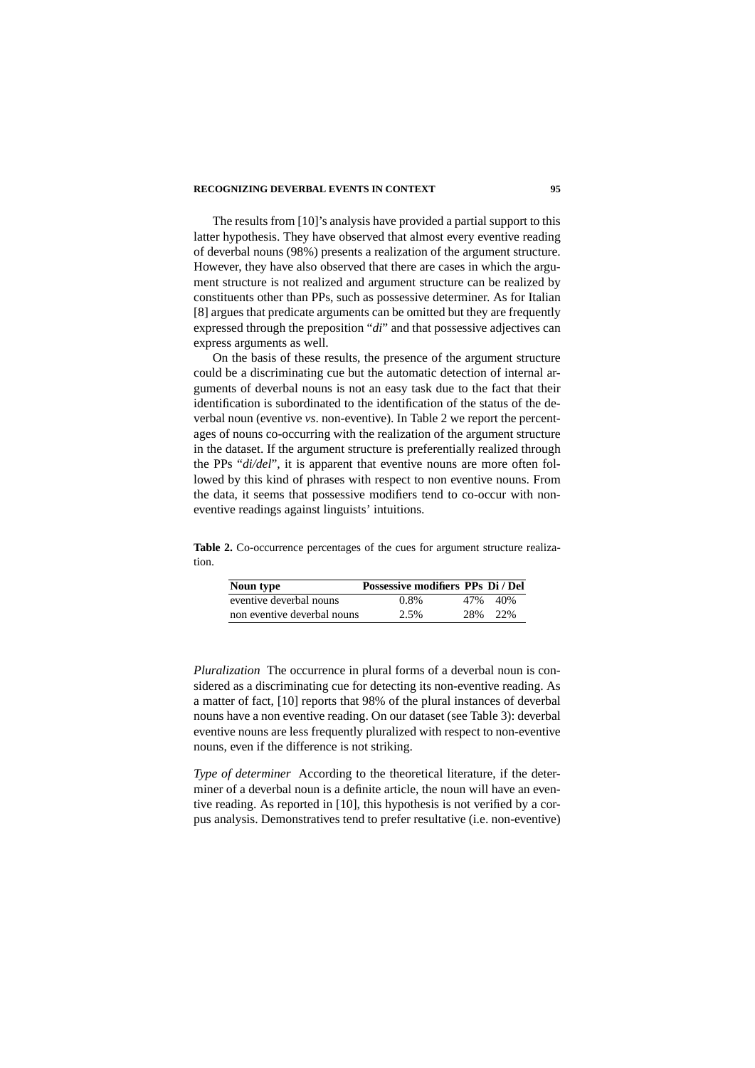The results from [10]'s analysis have provided a partial support to this latter hypothesis. They have observed that almost every eventive reading of deverbal nouns (98%) presents a realization of the argument structure. However, they have also observed that there are cases in which the argument structure is not realized and argument structure can be realized by constituents other than PPs, such as possessive determiner. As for Italian [8] argues that predicate arguments can be omitted but they are frequently expressed through the preposition "*di*" and that possessive adjectives can express arguments as well.

On the basis of these results, the presence of the argument structure could be a discriminating cue but the automatic detection of internal arguments of deverbal nouns is not an easy task due to the fact that their identification is subordinated to the identification of the status of the deverbal noun (eventive *vs*. non-eventive). In Table 2 we report the percentages of nouns co-occurring with the realization of the argument structure in the dataset. If the argument structure is preferentially realized through the PPs "*di/del*", it is apparent that eventive nouns are more often followed by this kind of phrases with respect to non eventive nouns. From the data, it seems that possessive modifiers tend to co-occur with non-eventive readings against linguists' intuitions.

**Table 2.** Co-occurrence percentages of the cues for argument structure realization.

| Noun type | Possessive modifiers | PPs Di | / Del |
|---|---|---|---|
| eventive deverbal nouns | 0.8% | 47% | 40% |
| non eventive deverbal nouns | 2.5% | 28% | 22% |

*Pluralization* The occurrence in plural forms of a deverbal noun is considered as a discriminating cue for detecting its non-eventive reading. As a matter of fact, [10] reports that 98% of the plural instances of deverbal nouns have a non eventive reading. On our dataset (see Table 3): deverbal eventive nouns are less frequently pluralized with respect to non-eventive nouns, even if the difference is not striking.

*Type of determiner* According to the theoretical literature, if the determiner of a deverbal noun is a definite article, the noun will have an eventive reading. As reported in [10], this hypothesis is not verified by a corpus analysis. Demonstratives tend to prefer resultative (i.e. non-eventive)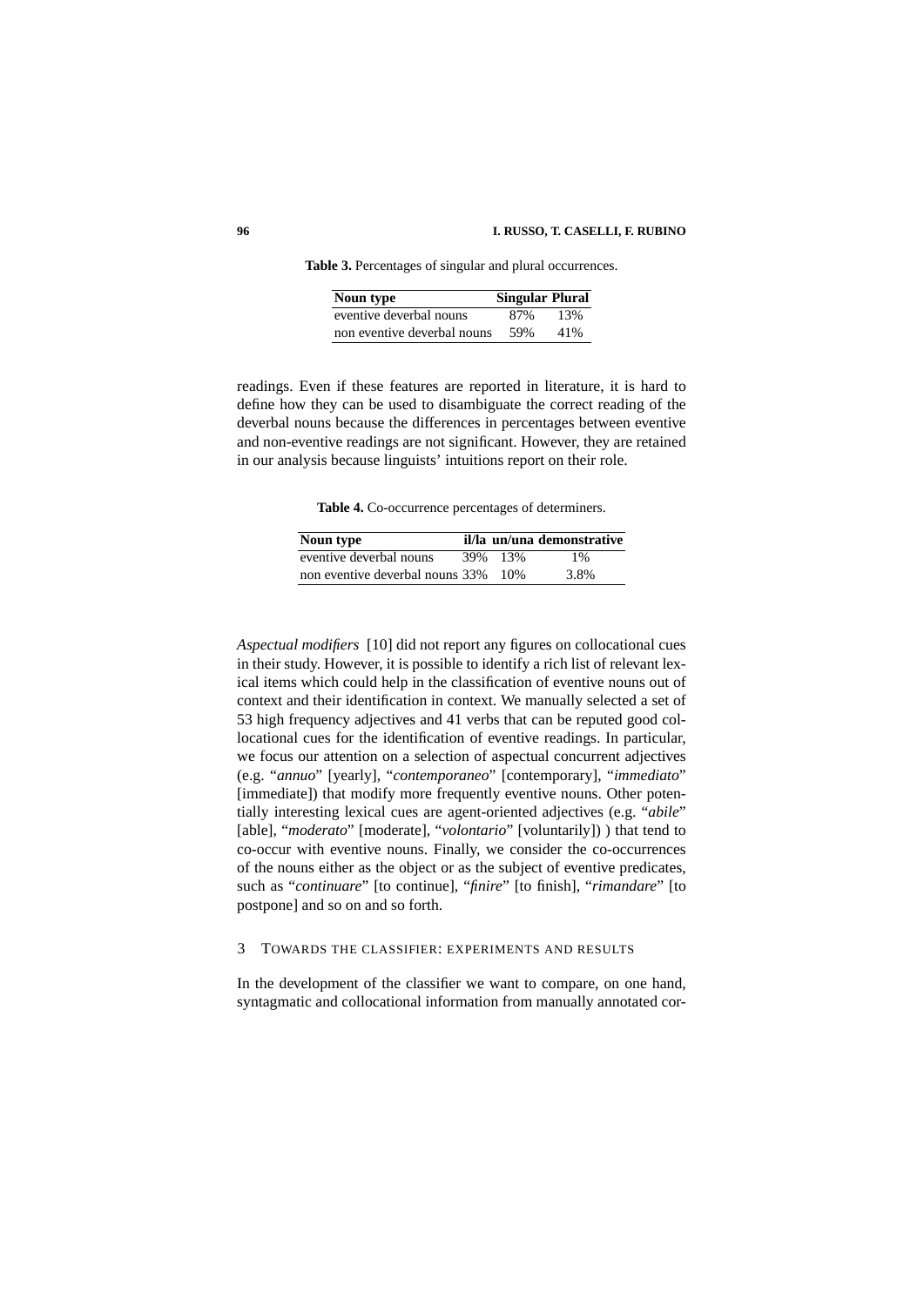**Table 3.** Percentages of singular and plural occurrences.

| Noun type | Singular | Plural |
|---|---|---|
| eventive deverbal nouns | 87% | 13% |
| non eventive deverbal nouns | 59% | 41% |

readings. Even if these features are reported in literature, it is hard to define how they can be used to disambiguate the correct reading of the deverbal nouns because the differences in percentages between eventive and non-eventive readings are not significant. However, they are retained in our analysis because linguists' intuitions report on their role.

**Table 4.** Co-occurrence percentages of determiners.

| Noun type | il/la | un/una | demonstrative |
|---|---|---|---|
| eventive deverbal nouns | 39% | 13% | 1% |
| non eventive deverbal nouns | 33% | 10% | 3.8% |

*Aspectual modifiers* [10] did not report any figures on collocational cues in their study. However, it is possible to identify a rich list of relevant lexical items which could help in the classification of eventive nouns out of context and their identification in context. We manually selected a set of 53 high frequency adjectives and 41 verbs that can be reputed good collocational cues for the identification of eventive readings. In particular, we focus our attention on a selection of aspectual concurrent adjectives (e.g. "*annuo*" [yearly], "*contemporaneo*" [contemporary], "*immediato*" [immediate]) that modify more frequently eventive nouns. Other potentially interesting lexical cues are agent-oriented adjectives (e.g. "*abile*" [able], "*moderato*" [moderate], "*volontario*" [voluntarily]) ) that tend to co-occur with eventive nouns. Finally, we consider the co-occurrences of the nouns either as the object or as the subject of eventive predicates, such as "*continuare*" [to continue], "*finire*" [to finish], "*rimandare*" [to postpone] and so on and so forth.

## 3 Towards the classifier: experiments and results

In the development of the classifier we want to compare, on one hand, syntagmatic and collocational information from manually annotated cor-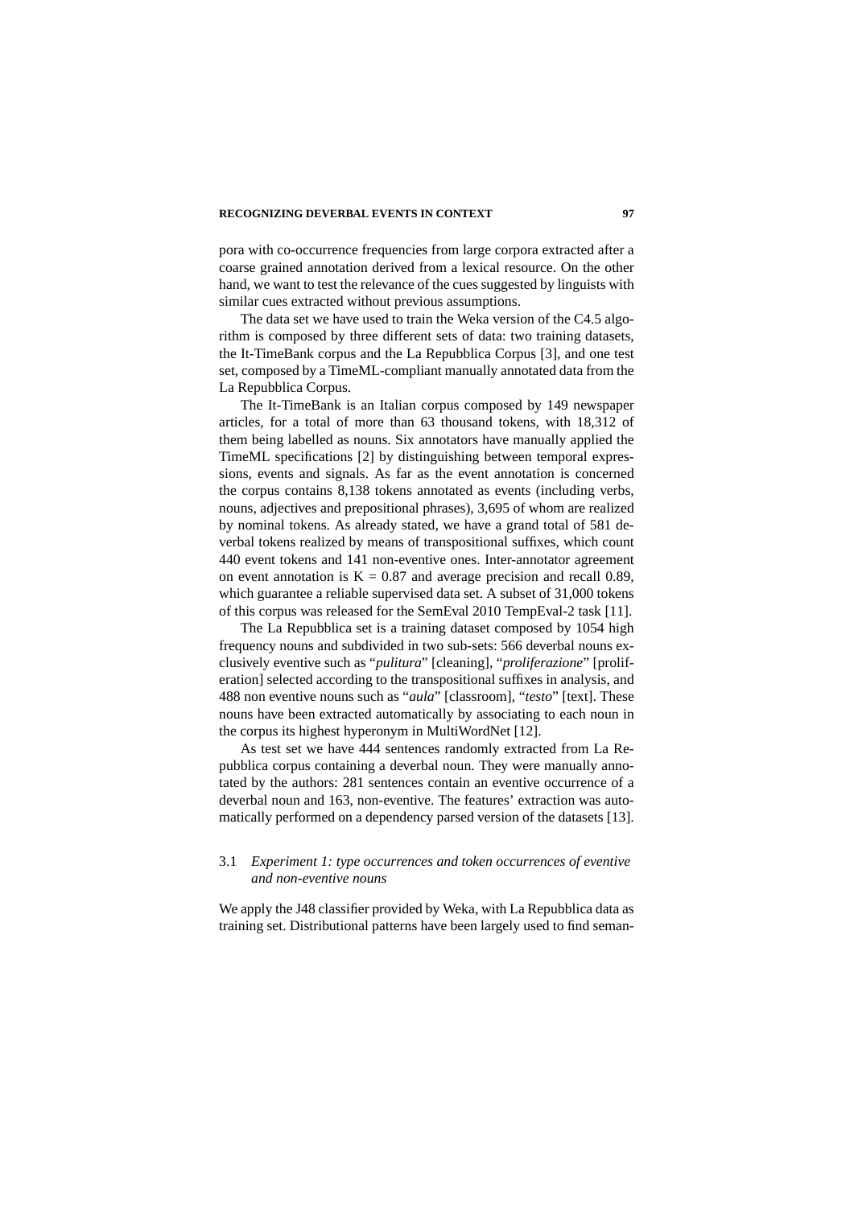pora with co-occurrence frequencies from large corpora extracted after a coarse grained annotation derived from a lexical resource. On the other hand, we want to test the relevance of the cues suggested by linguists with similar cues extracted without previous assumptions.

The data set we have used to train the Weka version of the C4.5 algorithm is composed by three different sets of data: two training datasets, the It-TimeBank corpus and the La Repubblica Corpus [3], and one test set, composed by a TimeML-compliant manually annotated data from the La Repubblica Corpus.

The It-TimeBank is an Italian corpus composed by 149 newspaper articles, for a total of more than 63 thousand tokens, with 18,312 of them being labelled as nouns. Six annotators have manually applied the TimeML specifications [2] by distinguishing between temporal expressions, events and signals. As far as the event annotation is concerned the corpus contains 8,138 tokens annotated as events (including verbs, nouns, adjectives and prepositional phrases), 3,695 of whom are realized by nominal tokens. As already stated, we have a grand total of 581 deverbal tokens realized by means of transpositional suffixes, which count 440 event tokens and 141 non-eventive ones. Inter-annotator agreement on event annotation is $K = 0.87$ and average precision and recall 0.89, which guarantee a reliable supervised data set. A subset of 31,000 tokens of this corpus was released for the SemEval 2010 TempEval-2 task [11].

The La Repubblica set is a training dataset composed by 1054 high frequency nouns and subdivided in two sub-sets: 566 deverbal nouns exclusively eventive such as "*pulitura*" [cleaning], "*proliferazione*" [proliferation] selected according to the transpositional suffixes in analysis, and 488 non eventive nouns such as "*aula*" [classroom], "*testo*" [text]. These nouns have been extracted automatically by associating to each noun in the corpus its highest hyperonym in MultiWordNet [12].

As test set we have 444 sentences randomly extracted from La Repubblica corpus containing a deverbal noun. They were manually annotated by the authors: 281 sentences contain an eventive occurrence of a deverbal noun and 163, non-eventive. The features' extraction was automatically performed on a dependency parsed version of the datasets [13].

### 3.1 *Experiment 1: type occurrences and token occurrences of eventive and non-eventive nouns*

We apply the J48 classifier provided by Weka, with La Repubblica data as training set. Distributional patterns have been largely used to find seman-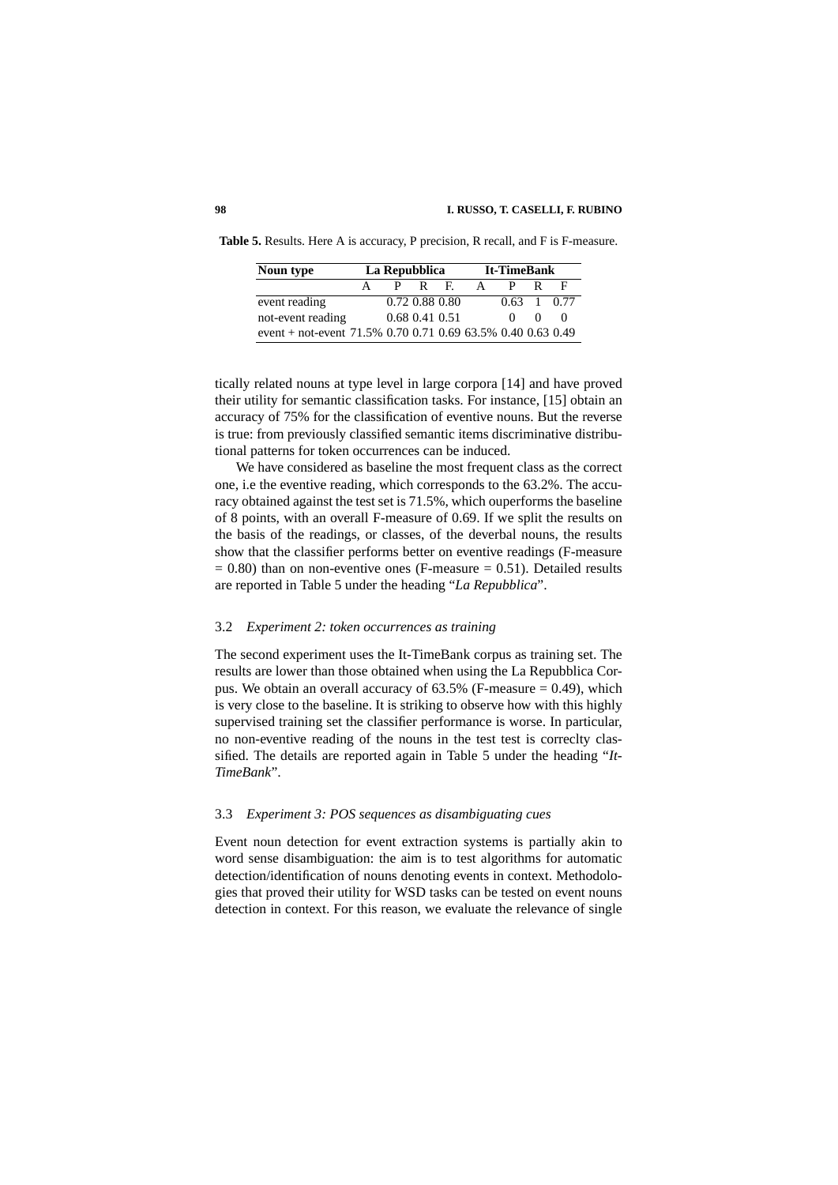**Table 5.** Results. Here A is accuracy, P precision, R recall, and F is F-measure.

| Noun type | La Repubblica | | | | It-TimeBank | | | |
|---|---|---|---|---|---|---|---|---|
| | A | P | R | F. | A | P | R | F |
| event reading | | 0.72 | 0.88 | 0.80 | | 0.63 | 1 | 0.77 |
| not-event reading | | 0.68 | 0.41 | 0.51 | | 0 | 0 | 0 |
| event + not-event | 71.5% | 0.70 | 0.71 | 0.69 | 63.5% | 0.40 | 0.63 | 0.49 |

tically related nouns at type level in large corpora [14] and have proved their utility for semantic classification tasks. For instance, [15] obtain an accuracy of 75% for the classification of eventive nouns. But the reverse is true: from previously classified semantic items discriminative distributional patterns for token occurrences can be induced.

We have considered as baseline the most frequent class as the correct one, i.e the eventive reading, which corresponds to the 63.2%. The accuracy obtained against the test set is 71.5%, which ouperforms the baseline of 8 points, with an overall F-measure of 0.69. If we split the results on the basis of the readings, or classes, of the deverbal nouns, the results show that the classifier performs better on eventive readings (F-measure = 0.80) than on non-eventive ones (F-measure = 0.51). Detailed results are reported in Table 5 under the heading "*La Repubblica*".

### 3.2 *Experiment 2: token occurrences as training*

The second experiment uses the It-TimeBank corpus as training set. The results are lower than those obtained when using the La Repubblica Corpus. We obtain an overall accuracy of 63.5% (F-measure = 0.49), which is very close to the baseline. It is striking to observe how with this highly supervised training set the classifier performance is worse. In particular, no non-eventive reading of the nouns in the test test is correclty classified. The details are reported again in Table 5 under the heading "*It-TimeBank*".

### 3.3 *Experiment 3: POS sequences as disambiguating cues*

Event noun detection for event extraction systems is partially akin to word sense disambiguation: the aim is to test algorithms for automatic detection/identification of nouns denoting events in context. Methodologies that proved their utility for WSD tasks can be tested on event nouns detection in context. For this reason, we evaluate the relevance of single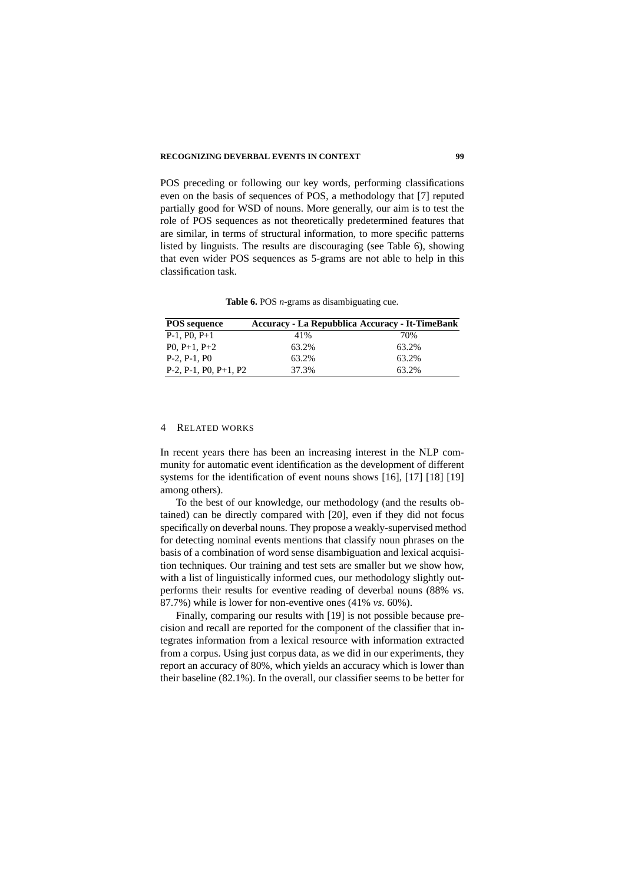POS preceding or following our key words, performing classifications even on the basis of sequences of POS, a methodology that [7] reputed partially good for WSD of nouns. More generally, our aim is to test the role of POS sequences as not theoretically predetermined features that are similar, in terms of structural information, to more specific patterns listed by linguists. The results are discouraging (see Table 6), showing that even wider POS sequences as 5-grams are not able to help in this classification task.

**Table 6.** POS *n*-grams as disambiguating cue.

| POS sequence | Accuracy - La Repubblica | Accuracy - It-TimeBank |
|---|---|---|
| P-1, P0, P+1 | 41% | 70% |
| P0, P+1, P+2 | 63.2% | 63.2% |
| P-2, P-1, P0 | 63.2% | 63.2% |
| P-2, P-1, P0, P+1, P2 | 37.3% | 63.2% |

## 4 Related Works

In recent years there has been an increasing interest in the NLP community for automatic event identification as the development of different systems for the identification of event nouns shows [16], [17] [18] [19] among others).

To the best of our knowledge, our methodology (and the results obtained) can be directly compared with [20], even if they did not focus specifically on deverbal nouns. They propose a weakly-supervised method for detecting nominal events mentions that classify noun phrases on the basis of a combination of word sense disambiguation and lexical acquisition techniques. Our training and test sets are smaller but we show how, with a list of linguistically informed cues, our methodology slightly outperforms their results for eventive reading of deverbal nouns (88% *vs.* 87.7%) while is lower for non-eventive ones (41% *vs.* 60%).

Finally, comparing our results with [19] is not possible because precision and recall are reported for the component of the classifier that integrates information from a lexical resource with information extracted from a corpus. Using just corpus data, as we did in our experiments, they report an accuracy of 80%, which yields an accuracy which is lower than their baseline (82.1%). In the overall, our classifier seems to be better for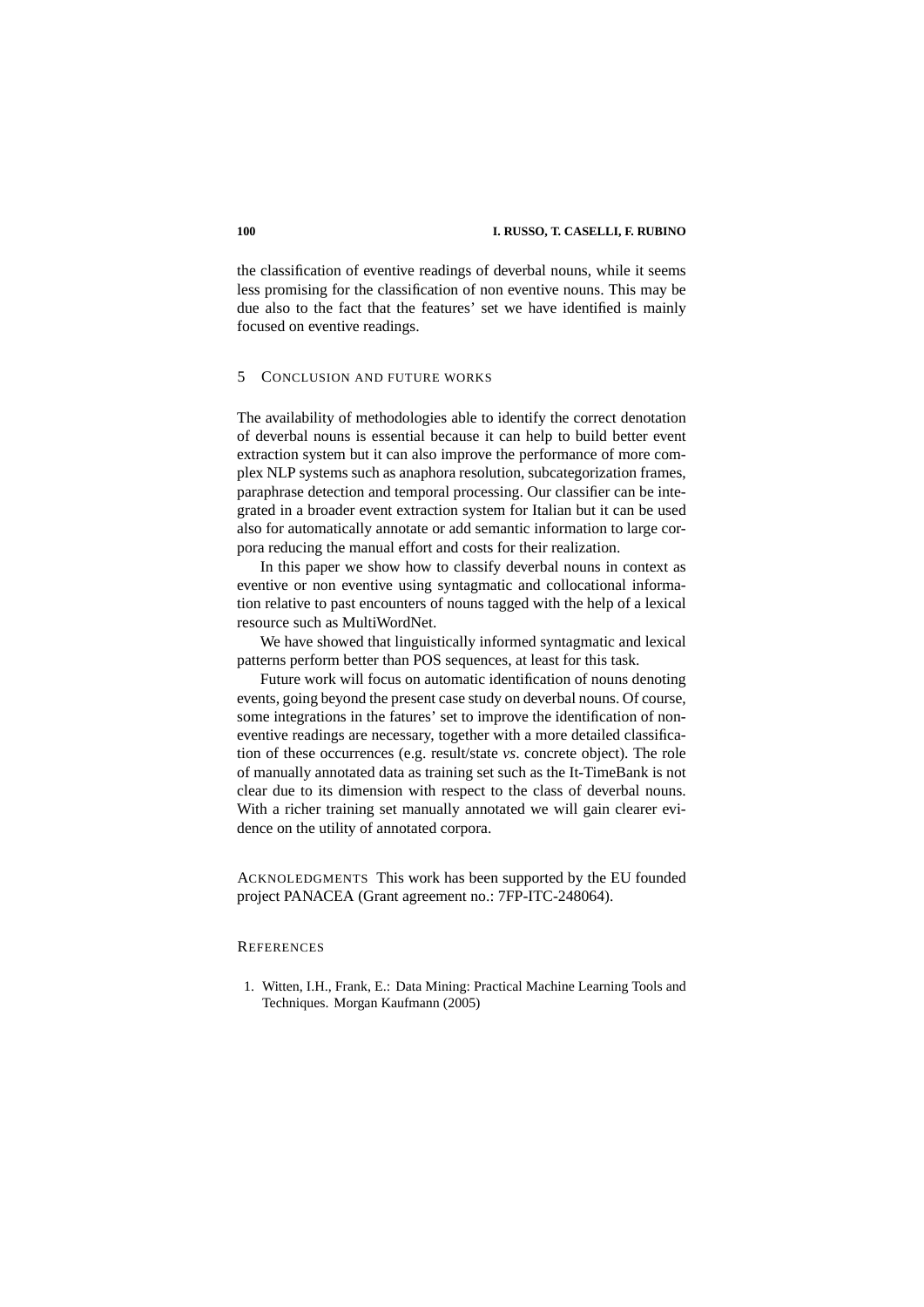the classification of eventive readings of deverbal nouns, while it seems less promising for the classification of non eventive nouns. This may be due also to the fact that the features' set we have identified is mainly focused on eventive readings.

## 5 Conclusion and future works

The availability of methodologies able to identify the correct denotation of deverbal nouns is essential because it can help to build better event extraction system but it can also improve the performance of more complex NLP systems such as anaphora resolution, subcategorization frames, paraphrase detection and temporal processing. Our classifier can be integrated in a broader event extraction system for Italian but it can be used also for automatically annotate or add semantic information to large corpora reducing the manual effort and costs for their realization.

In this paper we show how to classify deverbal nouns in context as eventive or non eventive using syntagmatic and collocational information relative to past encounters of nouns tagged with the help of a lexical resource such as MultiWordNet.

We have showed that linguistically informed syntagmatic and lexical patterns perform better than POS sequences, at least for this task.

Future work will focus on automatic identification of nouns denoting events, going beyond the present case study on deverbal nouns. Of course, some integrations in the fatures' set to improve the identification of non-eventive readings are necessary, together with a more detailed classification of these occurrences (e.g. result/state *vs*. concrete object). The role of manually annotated data as training set such as the It-TimeBank is not clear due to its dimension with respect to the class of deverbal nouns. With a richer training set manually annotated we will gain clearer evidence on the utility of annotated corpora.

Acknoledgments This work has been supported by the EU founded project PANACEA (Grant agreement no.: 7FP-ITC-248064).

## References

1. Witten, I.H., Frank, E.: Data Mining: Practical Machine Learning Tools and Techniques. Morgan Kaufmann (2005)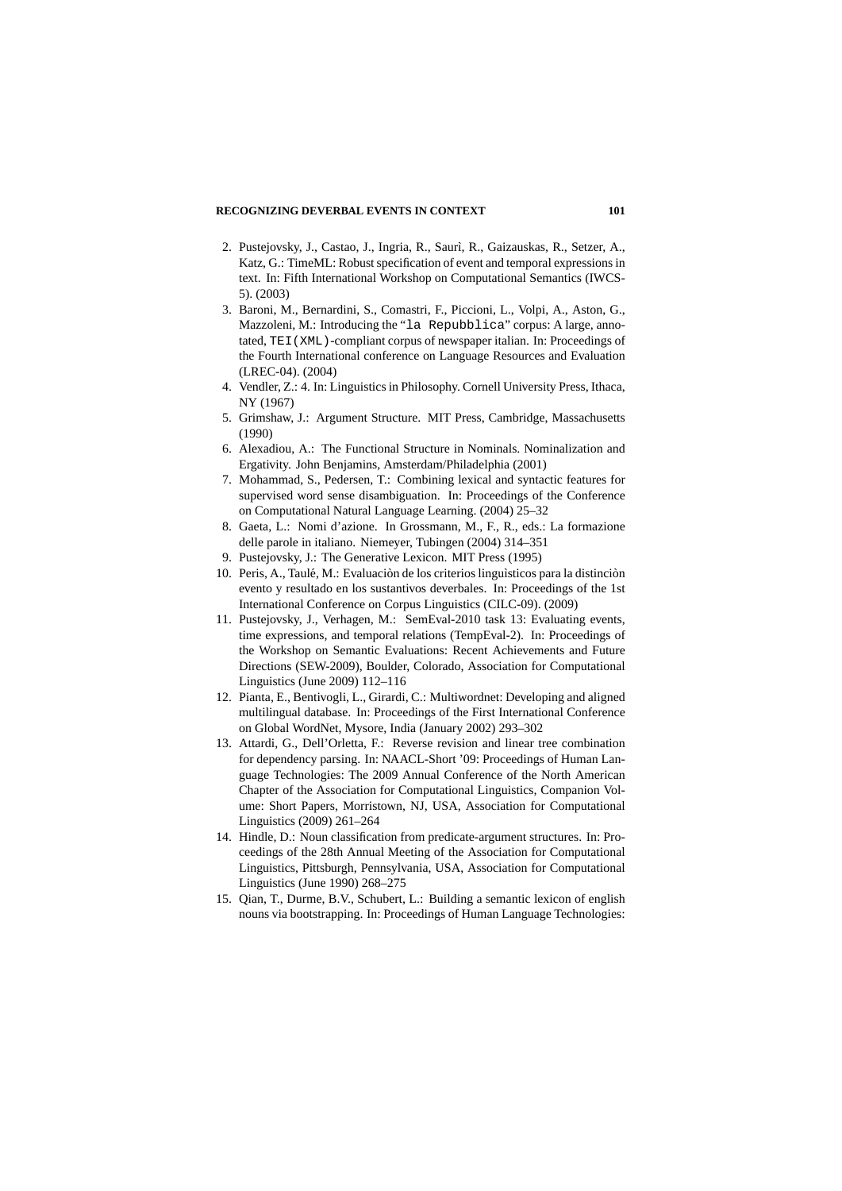2. Pustejovsky, J., Castao, J., Ingria, R., Saurì, R., Gaizauskas, R., Setzer, A., Katz, G.: TimeML: Robust specification of event and temporal expressions in text. In: Fifth International Workshop on Computational Semantics (IWCS-5). (2003)
3. Baroni, M., Bernardini, S., Comastri, F., Piccioni, L., Volpi, A., Aston, G., Mazzoleni, M.: Introducing the "`la Repubblica`" corpus: A large, annotated, `TEI(XML)`-compliant corpus of newspaper italian. In: Proceedings of the Fourth International conference on Language Resources and Evaluation (LREC-04). (2004)
4. Vendler, Z.: 4. In: Linguistics in Philosophy. Cornell University Press, Ithaca, NY (1967)
5. Grimshaw, J.: Argument Structure. MIT Press, Cambridge, Massachusetts (1990)
6. Alexadiou, A.: The Functional Structure in Nominals. Nominalization and Ergativity. John Benjamins, Amsterdam/Philadelphia (2001)
7. Mohammad, S., Pedersen, T.: Combining lexical and syntactic features for supervised word sense disambiguation. In: Proceedings of the Conference on Computational Natural Language Learning. (2004) 25–32
8. Gaeta, L.: Nomi d'azione. In Grossmann, M., F., R., eds.: La formazione delle parole in italiano. Niemeyer, Tubingen (2004) 314–351
9. Pustejovsky, J.: The Generative Lexicon. MIT Press (1995)
10. Peris, A., Taulé, M.: Evaluaciòn de los criterios linguìsticos para la distinciòn evento y resultado en los sustantivos deverbales. In: Proceedings of the 1st International Conference on Corpus Linguistics (CILC-09). (2009)
11. Pustejovsky, J., Verhagen, M.: SemEval-2010 task 13: Evaluating events, time expressions, and temporal relations (TempEval-2). In: Proceedings of the Workshop on Semantic Evaluations: Recent Achievements and Future Directions (SEW-2009), Boulder, Colorado, Association for Computational Linguistics (June 2009) 112–116
12. Pianta, E., Bentivogli, L., Girardi, C.: Multiwordnet: Developing and aligned multilingual database. In: Proceedings of the First International Conference on Global WordNet, Mysore, India (January 2002) 293–302
13. Attardi, G., Dell'Orletta, F.: Reverse revision and linear tree combination for dependency parsing. In: NAACL-Short '09: Proceedings of Human Language Technologies: The 2009 Annual Conference of the North American Chapter of the Association for Computational Linguistics, Companion Volume: Short Papers, Morristown, NJ, USA, Association for Computational Linguistics (2009) 261–264
14. Hindle, D.: Noun classification from predicate-argument structures. In: Proceedings of the 28th Annual Meeting of the Association for Computational Linguistics, Pittsburgh, Pennsylvania, USA, Association for Computational Linguistics (June 1990) 268–275
15. Qian, T., Durme, B.V., Schubert, L.: Building a semantic lexicon of english nouns via bootstrapping. In: Proceedings of Human Language Technologies: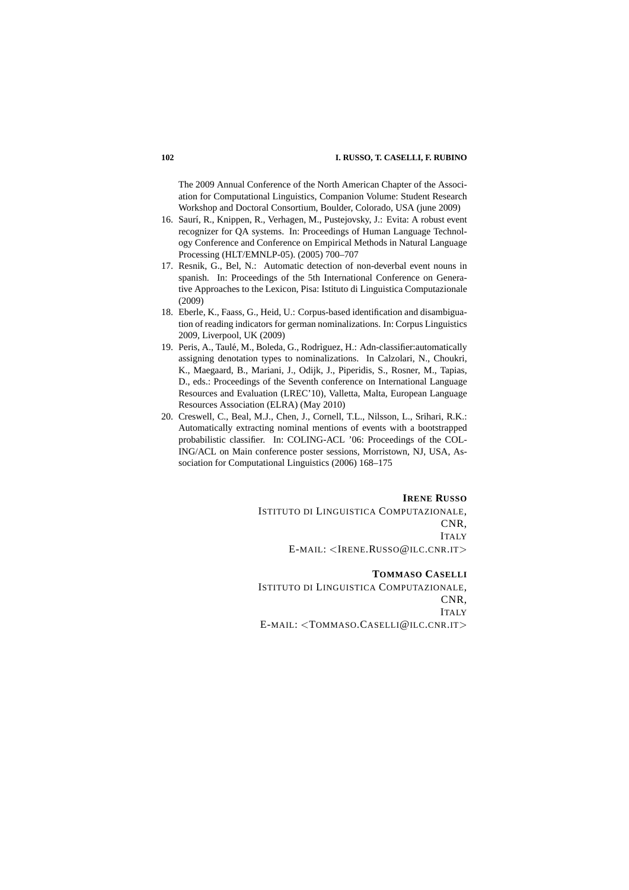The 2009 Annual Conference of the North American Chapter of the Association for Computational Linguistics, Companion Volume: Student Research Workshop and Doctoral Consortium, Boulder, Colorado, USA (june 2009)

16. Saurí, R., Knippen, R., Verhagen, M., Pustejovsky, J.: Evita: A robust event recognizer for QA systems. In: Proceedings of Human Language Technology Conference and Conference on Empirical Methods in Natural Language Processing (HLT/EMNLP-05). (2005) 700–707
17. Resnik, G., Bel, N.: Automatic detection of non-deverbal event nouns in spanish. In: Proceedings of the 5th International Conference on Generative Approaches to the Lexicon, Pisa: Istituto di Linguistica Computazionale (2009)
18. Eberle, K., Faass, G., Heid, U.: Corpus-based identification and disambiguation of reading indicators for german nominalizations. In: Corpus Linguistics 2009, Liverpool, UK (2009)
19. Peris, A., Taulé, M., Boleda, G., Rodrìguez, H.: Adn-classifier:automatically assigning denotation types to nominalizations. In Calzolari, N., Choukri, K., Maegaard, B., Mariani, J., Odijk, J., Piperidis, S., Rosner, M., Tapias, D., eds.: Proceedings of the Seventh conference on International Language Resources and Evaluation (LREC'10), Valletta, Malta, European Language Resources Association (ELRA) (May 2010)
20. Creswell, C., Beal, M.J., Chen, J., Cornell, T.L., Nilsson, L., Srihari, R.K.: Automatically extracting nominal mentions of events with a bootstrapped probabilistic classifier. In: COLING-ACL '06: Proceedings of the COLING/ACL on Main conference poster sessions, Morristown, NJ, USA, Association for Computational Linguistics (2006) 168–175

**IRENE RUSSO**
ISTITUTO DI LINGUISTICA COMPUTAZIONALE,
CNR,
ITALY
E-MAIL: <IRENE.RUSSO@ILC.CNR.IT>

**TOMMASO CASELLI**
ISTITUTO DI LINGUISTICA COMPUTAZIONALE,
CNR,
ITALY
E-MAIL: <TOMMASO.CASELLI@ILC.CNR.IT>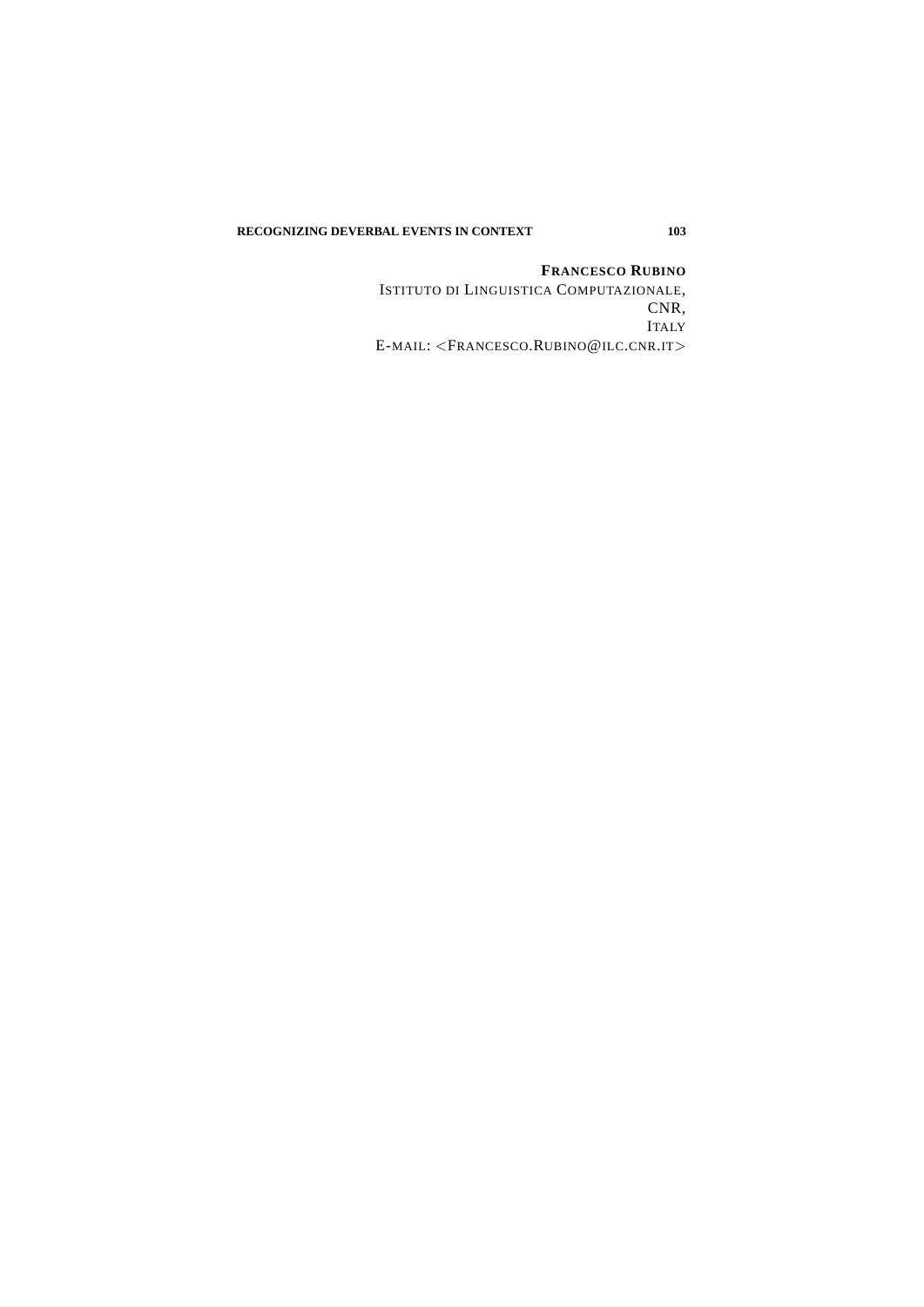**FRANCESCO RUBINO**
ISTITUTO DI LINGUISTICA COMPUTAZIONALE,
CNR,
ITALY
E-MAIL: <FRANCESCO.RUBINO@ILC.CNR.IT>